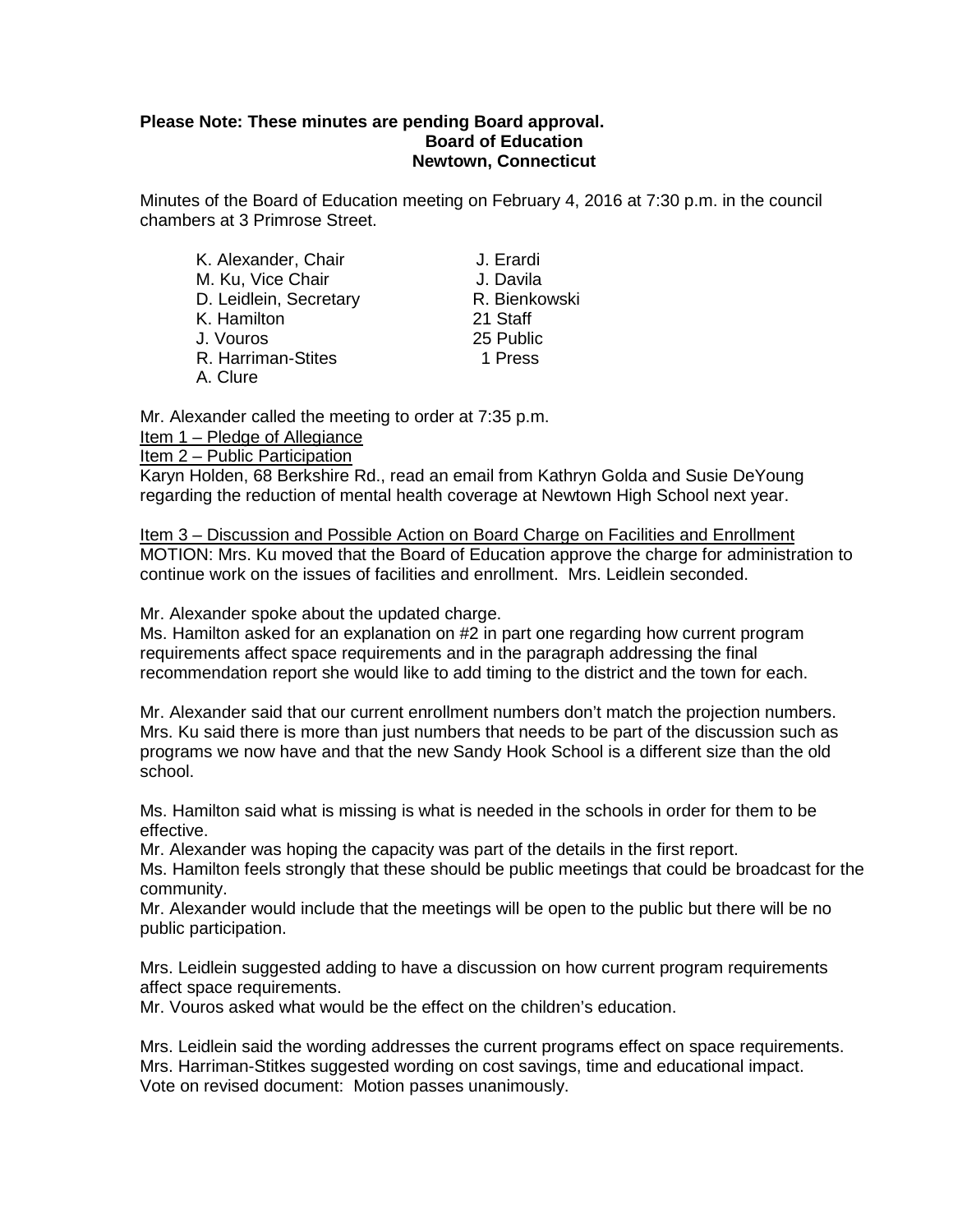**Please Note: These minutes are pending Board approval.**

**Board of Education**
**Newtown, Connecticut**

Minutes of the Board of Education meeting on February 4, 2016 at 7:30 p.m. in the council chambers at 3 Primrose Street.

| | |
|---|---|
| K. Alexander, Chair | J. Erardi |
| M. Ku, Vice Chair | J. Davila |
| D. Leidlein, Secretary | R. Bienkowski |
| K. Hamilton | 21 Staff |
| J. Vouros | 25 Public |
| R. Harriman-Stites | 1 Press |
| A. Clure | |

Mr. Alexander called the meeting to order at 7:35 p.m.

Item 1 – Pledge of Allegiance

Item 2 – Public Participation

Karyn Holden, 68 Berkshire Rd., read an email from Kathryn Golda and Susie DeYoung regarding the reduction of mental health coverage at Newtown High School next year.

Item 3 – Discussion and Possible Action on Board Charge on Facilities and Enrollment

MOTION: Mrs. Ku moved that the Board of Education approve the charge for administration to continue work on the issues of facilities and enrollment. Mrs. Leidlein seconded.

Mr. Alexander spoke about the updated charge.

Ms. Hamilton asked for an explanation on #2 in part one regarding how current program requirements affect space requirements and in the paragraph addressing the final recommendation report she would like to add timing to the district and the town for each.

Mr. Alexander said that our current enrollment numbers don't match the projection numbers. Mrs. Ku said there is more than just numbers that needs to be part of the discussion such as programs we now have and that the new Sandy Hook School is a different size than the old school.

Ms. Hamilton said what is missing is what is needed in the schools in order for them to be effective.

Mr. Alexander was hoping the capacity was part of the details in the first report.

Ms. Hamilton feels strongly that these should be public meetings that could be broadcast for the community.

Mr. Alexander would include that the meetings will be open to the public but there will be no public participation.

Mrs. Leidlein suggested adding to have a discussion on how current program requirements affect space requirements.

Mr. Vouros asked what would be the effect on the children's education.

Mrs. Leidlein said the wording addresses the current programs effect on space requirements.

Mrs. Harriman-Stitkes suggested wording on cost savings, time and educational impact.

Vote on revised document: Motion passes unanimously.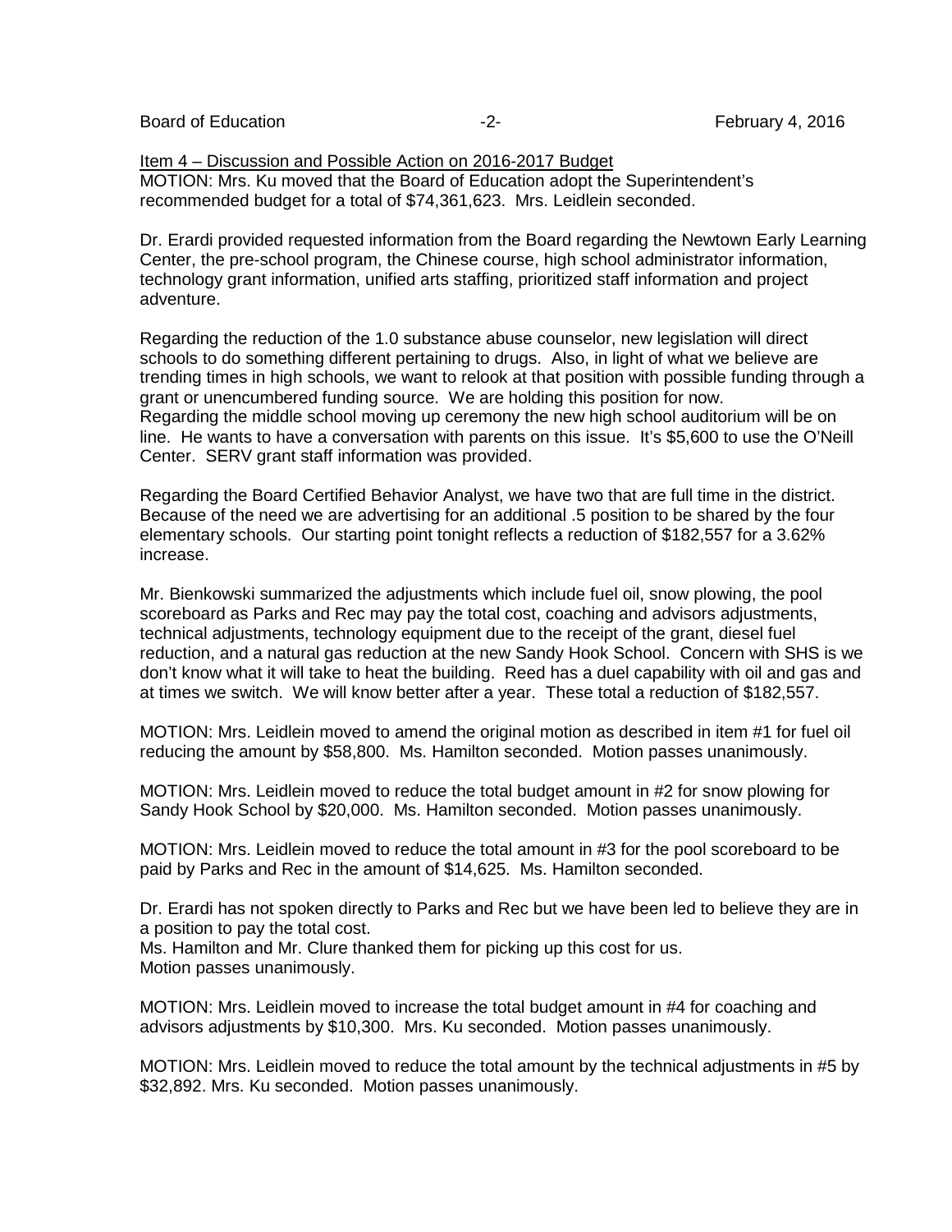Item 4 – Discussion and Possible Action on 2016-2017 Budget

MOTION: Mrs. Ku moved that the Board of Education adopt the Superintendent's recommended budget for a total of $74,361,623. Mrs. Leidlein seconded.

Dr. Erardi provided requested information from the Board regarding the Newtown Early Learning Center, the pre-school program, the Chinese course, high school administrator information, technology grant information, unified arts staffing, prioritized staff information and project adventure.

Regarding the reduction of the 1.0 substance abuse counselor, new legislation will direct schools to do something different pertaining to drugs. Also, in light of what we believe are trending times in high schools, we want to relook at that position with possible funding through a grant or unencumbered funding source. We are holding this position for now.
Regarding the middle school moving up ceremony the new high school auditorium will be on line. He wants to have a conversation with parents on this issue. It's $5,600 to use the O'Neill Center. SERV grant staff information was provided.

Regarding the Board Certified Behavior Analyst, we have two that are full time in the district. Because of the need we are advertising for an additional .5 position to be shared by the four elementary schools. Our starting point tonight reflects a reduction of $182,557 for a 3.62% increase.

Mr. Bienkowski summarized the adjustments which include fuel oil, snow plowing, the pool scoreboard as Parks and Rec may pay the total cost, coaching and advisors adjustments, technical adjustments, technology equipment due to the receipt of the grant, diesel fuel reduction, and a natural gas reduction at the new Sandy Hook School. Concern with SHS is we don't know what it will take to heat the building. Reed has a duel capability with oil and gas and at times we switch. We will know better after a year. These total a reduction of $182,557.

MOTION: Mrs. Leidlein moved to amend the original motion as described in item #1 for fuel oil reducing the amount by $58,800. Ms. Hamilton seconded. Motion passes unanimously.

MOTION: Mrs. Leidlein moved to reduce the total budget amount in #2 for snow plowing for Sandy Hook School by $20,000. Ms. Hamilton seconded. Motion passes unanimously.

MOTION: Mrs. Leidlein moved to reduce the total amount in #3 for the pool scoreboard to be paid by Parks and Rec in the amount of $14,625. Ms. Hamilton seconded.

Dr. Erardi has not spoken directly to Parks and Rec but we have been led to believe they are in a position to pay the total cost.
Ms. Hamilton and Mr. Clure thanked them for picking up this cost for us.
Motion passes unanimously.

MOTION: Mrs. Leidlein moved to increase the total budget amount in #4 for coaching and advisors adjustments by $10,300. Mrs. Ku seconded. Motion passes unanimously.

MOTION: Mrs. Leidlein moved to reduce the total amount by the technical adjustments in #5 by $32,892. Mrs. Ku seconded. Motion passes unanimously.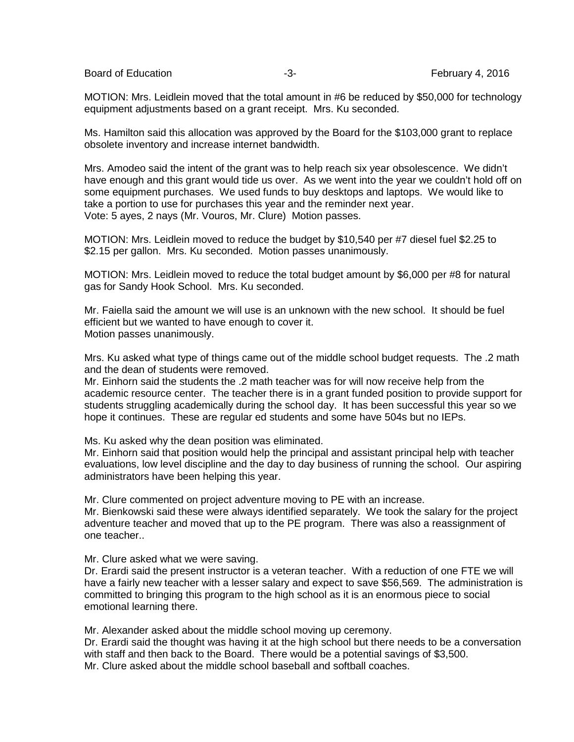MOTION: Mrs. Leidlein moved that the total amount in #6 be reduced by $50,000 for technology equipment adjustments based on a grant receipt. Mrs. Ku seconded.

Ms. Hamilton said this allocation was approved by the Board for the $103,000 grant to replace obsolete inventory and increase internet bandwidth.

Mrs. Amodeo said the intent of the grant was to help reach six year obsolescence. We didn't have enough and this grant would tide us over. As we went into the year we couldn't hold off on some equipment purchases. We used funds to buy desktops and laptops. We would like to take a portion to use for purchases this year and the reminder next year.
Vote: 5 ayes, 2 nays (Mr. Vouros, Mr. Clure) Motion passes.

MOTION: Mrs. Leidlein moved to reduce the budget by $10,540 per #7 diesel fuel $2.25 to $2.15 per gallon. Mrs. Ku seconded. Motion passes unanimously.

MOTION: Mrs. Leidlein moved to reduce the total budget amount by $6,000 per #8 for natural gas for Sandy Hook School. Mrs. Ku seconded.

Mr. Faiella said the amount we will use is an unknown with the new school. It should be fuel efficient but we wanted to have enough to cover it.
Motion passes unanimously.

Mrs. Ku asked what type of things came out of the middle school budget requests. The .2 math and the dean of students were removed.
Mr. Einhorn said the students the .2 math teacher was for will now receive help from the academic resource center. The teacher there is in a grant funded position to provide support for students struggling academically during the school day. It has been successful this year so we hope it continues. These are regular ed students and some have 504s but no IEPs.

Ms. Ku asked why the dean position was eliminated.
Mr. Einhorn said that position would help the principal and assistant principal help with teacher evaluations, low level discipline and the day to day business of running the school. Our aspiring administrators have been helping this year.

Mr. Clure commented on project adventure moving to PE with an increase.
Mr. Bienkowski said these were always identified separately. We took the salary for the project adventure teacher and moved that up to the PE program. There was also a reassignment of one teacher..

Mr. Clure asked what we were saving.
Dr. Erardi said the present instructor is a veteran teacher. With a reduction of one FTE we will have a fairly new teacher with a lesser salary and expect to save $56,569. The administration is committed to bringing this program to the high school as it is an enormous piece to social emotional learning there.

Mr. Alexander asked about the middle school moving up ceremony.
Dr. Erardi said the thought was having it at the high school but there needs to be a conversation with staff and then back to the Board. There would be a potential savings of $3,500.
Mr. Clure asked about the middle school baseball and softball coaches.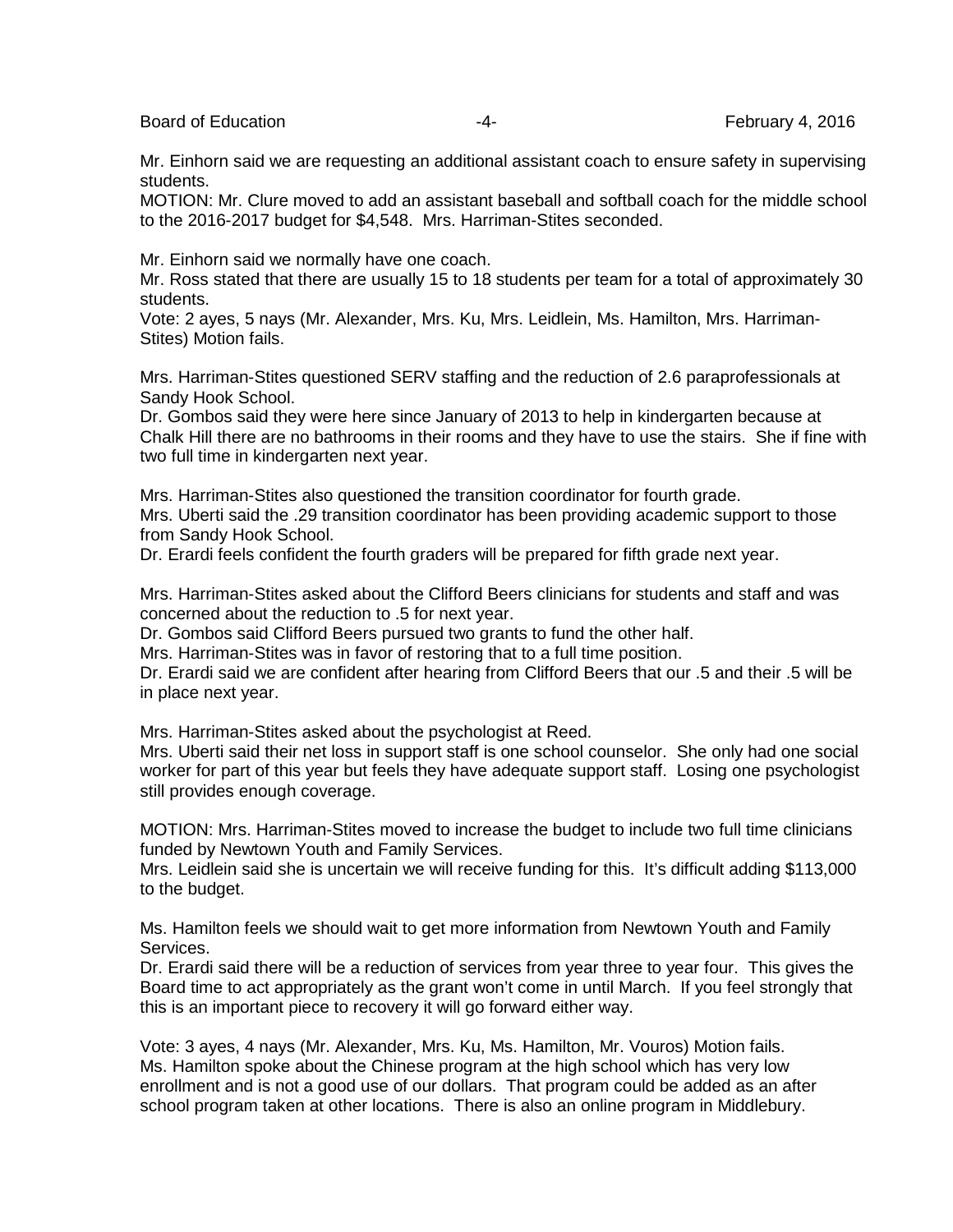Mr. Einhorn said we are requesting an additional assistant coach to ensure safety in supervising students.

MOTION: Mr. Clure moved to add an assistant baseball and softball coach for the middle school to the 2016-2017 budget for $4,548. Mrs. Harriman-Stites seconded.

Mr. Einhorn said we normally have one coach.

Mr. Ross stated that there are usually 15 to 18 students per team for a total of approximately 30 students.

Vote: 2 ayes, 5 nays (Mr. Alexander, Mrs. Ku, Mrs. Leidlein, Ms. Hamilton, Mrs. Harriman-Stites) Motion fails.

Mrs. Harriman-Stites questioned SERV staffing and the reduction of 2.6 paraprofessionals at Sandy Hook School.

Dr. Gombos said they were here since January of 2013 to help in kindergarten because at Chalk Hill there are no bathrooms in their rooms and they have to use the stairs. She if fine with two full time in kindergarten next year.

Mrs. Harriman-Stites also questioned the transition coordinator for fourth grade.

Mrs. Uberti said the .29 transition coordinator has been providing academic support to those from Sandy Hook School.

Dr. Erardi feels confident the fourth graders will be prepared for fifth grade next year.

Mrs. Harriman-Stites asked about the Clifford Beers clinicians for students and staff and was concerned about the reduction to .5 for next year.

Dr. Gombos said Clifford Beers pursued two grants to fund the other half.

Mrs. Harriman-Stites was in favor of restoring that to a full time position.

Dr. Erardi said we are confident after hearing from Clifford Beers that our .5 and their .5 will be in place next year.

Mrs. Harriman-Stites asked about the psychologist at Reed.

Mrs. Uberti said their net loss in support staff is one school counselor. She only had one social worker for part of this year but feels they have adequate support staff. Losing one psychologist still provides enough coverage.

MOTION: Mrs. Harriman-Stites moved to increase the budget to include two full time clinicians funded by Newtown Youth and Family Services.

Mrs. Leidlein said she is uncertain we will receive funding for this. It's difficult adding $113,000 to the budget.

Ms. Hamilton feels we should wait to get more information from Newtown Youth and Family Services.

Dr. Erardi said there will be a reduction of services from year three to year four. This gives the Board time to act appropriately as the grant won't come in until March. If you feel strongly that this is an important piece to recovery it will go forward either way.

Vote: 3 ayes, 4 nays (Mr. Alexander, Mrs. Ku, Ms. Hamilton, Mr. Vouros) Motion fails.

Ms. Hamilton spoke about the Chinese program at the high school which has very low enrollment and is not a good use of our dollars. That program could be added as an after school program taken at other locations. There is also an online program in Middlebury.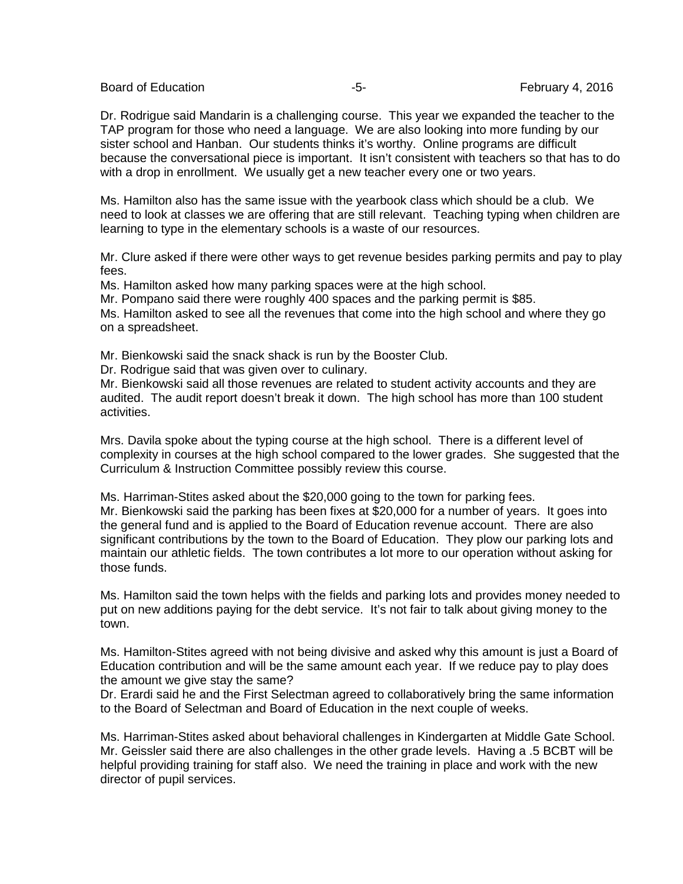Dr. Rodrigue said Mandarin is a challenging course. This year we expanded the teacher to the TAP program for those who need a language. We are also looking into more funding by our sister school and Hanban. Our students thinks it's worthy. Online programs are difficult because the conversational piece is important. It isn't consistent with teachers so that has to do with a drop in enrollment. We usually get a new teacher every one or two years.

Ms. Hamilton also has the same issue with the yearbook class which should be a club. We need to look at classes we are offering that are still relevant. Teaching typing when children are learning to type in the elementary schools is a waste of our resources.

Mr. Clure asked if there were other ways to get revenue besides parking permits and pay to play fees.
Ms. Hamilton asked how many parking spaces were at the high school.
Mr. Pompano said there were roughly 400 spaces and the parking permit is $85.
Ms. Hamilton asked to see all the revenues that come into the high school and where they go on a spreadsheet.

Mr. Bienkowski said the snack shack is run by the Booster Club.
Dr. Rodrigue said that was given over to culinary.
Mr. Bienkowski said all those revenues are related to student activity accounts and they are audited. The audit report doesn't break it down. The high school has more than 100 student activities.

Mrs. Davila spoke about the typing course at the high school. There is a different level of complexity in courses at the high school compared to the lower grades. She suggested that the Curriculum & Instruction Committee possibly review this course.

Ms. Harriman-Stites asked about the $20,000 going to the town for parking fees.
Mr. Bienkowski said the parking has been fixes at $20,000 for a number of years. It goes into the general fund and is applied to the Board of Education revenue account. There are also significant contributions by the town to the Board of Education. They plow our parking lots and maintain our athletic fields. The town contributes a lot more to our operation without asking for those funds.

Ms. Hamilton said the town helps with the fields and parking lots and provides money needed to put on new additions paying for the debt service. It's not fair to talk about giving money to the town.

Ms. Hamilton-Stites agreed with not being divisive and asked why this amount is just a Board of Education contribution and will be the same amount each year. If we reduce pay to play does the amount we give stay the same?
Dr. Erardi said he and the First Selectman agreed to collaboratively bring the same information to the Board of Selectman and Board of Education in the next couple of weeks.

Ms. Harriman-Stites asked about behavioral challenges in Kindergarten at Middle Gate School.
Mr. Geissler said there are also challenges in the other grade levels. Having a .5 BCBT will be helpful providing training for staff also. We need the training in place and work with the new director of pupil services.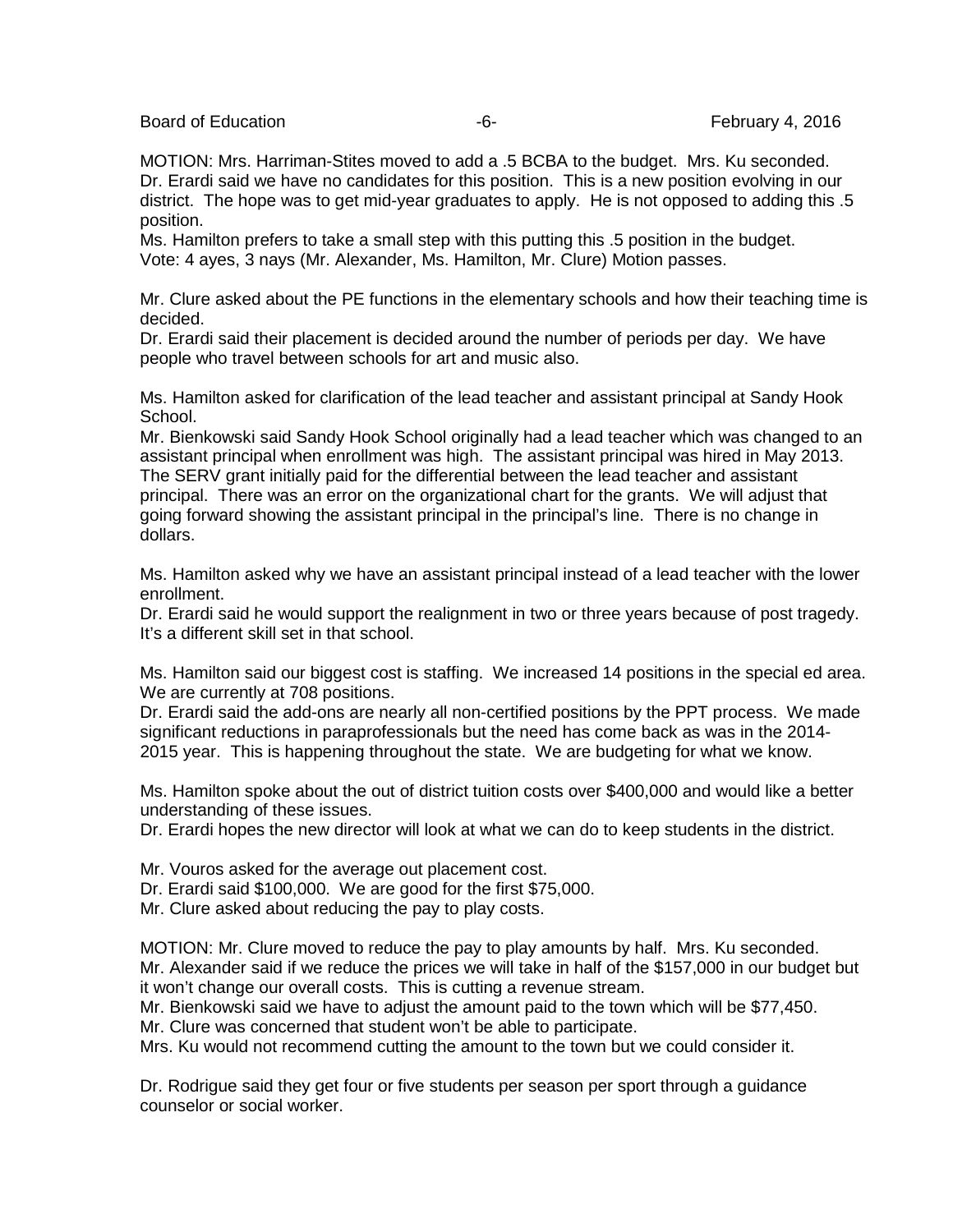MOTION: Mrs. Harriman-Stites moved to add a .5 BCBA to the budget. Mrs. Ku seconded.
Dr. Erardi said we have no candidates for this position. This is a new position evolving in our district. The hope was to get mid-year graduates to apply. He is not opposed to adding this .5 position.
Ms. Hamilton prefers to take a small step with this putting this .5 position in the budget.
Vote: 4 ayes, 3 nays (Mr. Alexander, Ms. Hamilton, Mr. Clure) Motion passes.

Mr. Clure asked about the PE functions in the elementary schools and how their teaching time is decided.
Dr. Erardi said their placement is decided around the number of periods per day. We have people who travel between schools for art and music also.

Ms. Hamilton asked for clarification of the lead teacher and assistant principal at Sandy Hook School.
Mr. Bienkowski said Sandy Hook School originally had a lead teacher which was changed to an assistant principal when enrollment was high. The assistant principal was hired in May 2013. The SERV grant initially paid for the differential between the lead teacher and assistant principal. There was an error on the organizational chart for the grants. We will adjust that going forward showing the assistant principal in the principal's line. There is no change in dollars.

Ms. Hamilton asked why we have an assistant principal instead of a lead teacher with the lower enrollment.
Dr. Erardi said he would support the realignment in two or three years because of post tragedy. It's a different skill set in that school.

Ms. Hamilton said our biggest cost is staffing. We increased 14 positions in the special ed area. We are currently at 708 positions.
Dr. Erardi said the add-ons are nearly all non-certified positions by the PPT process. We made significant reductions in paraprofessionals but the need has come back as was in the 2014-2015 year. This is happening throughout the state. We are budgeting for what we know.

Ms. Hamilton spoke about the out of district tuition costs over $400,000 and would like a better understanding of these issues.
Dr. Erardi hopes the new director will look at what we can do to keep students in the district.

Mr. Vouros asked for the average out placement cost.
Dr. Erardi said $100,000. We are good for the first $75,000.
Mr. Clure asked about reducing the pay to play costs.

MOTION: Mr. Clure moved to reduce the pay to play amounts by half. Mrs. Ku seconded.
Mr. Alexander said if we reduce the prices we will take in half of the $157,000 in our budget but it won't change our overall costs. This is cutting a revenue stream.
Mr. Bienkowski said we have to adjust the amount paid to the town which will be $77,450.
Mr. Clure was concerned that student won't be able to participate.
Mrs. Ku would not recommend cutting the amount to the town but we could consider it.

Dr. Rodrigue said they get four or five students per season per sport through a guidance counselor or social worker.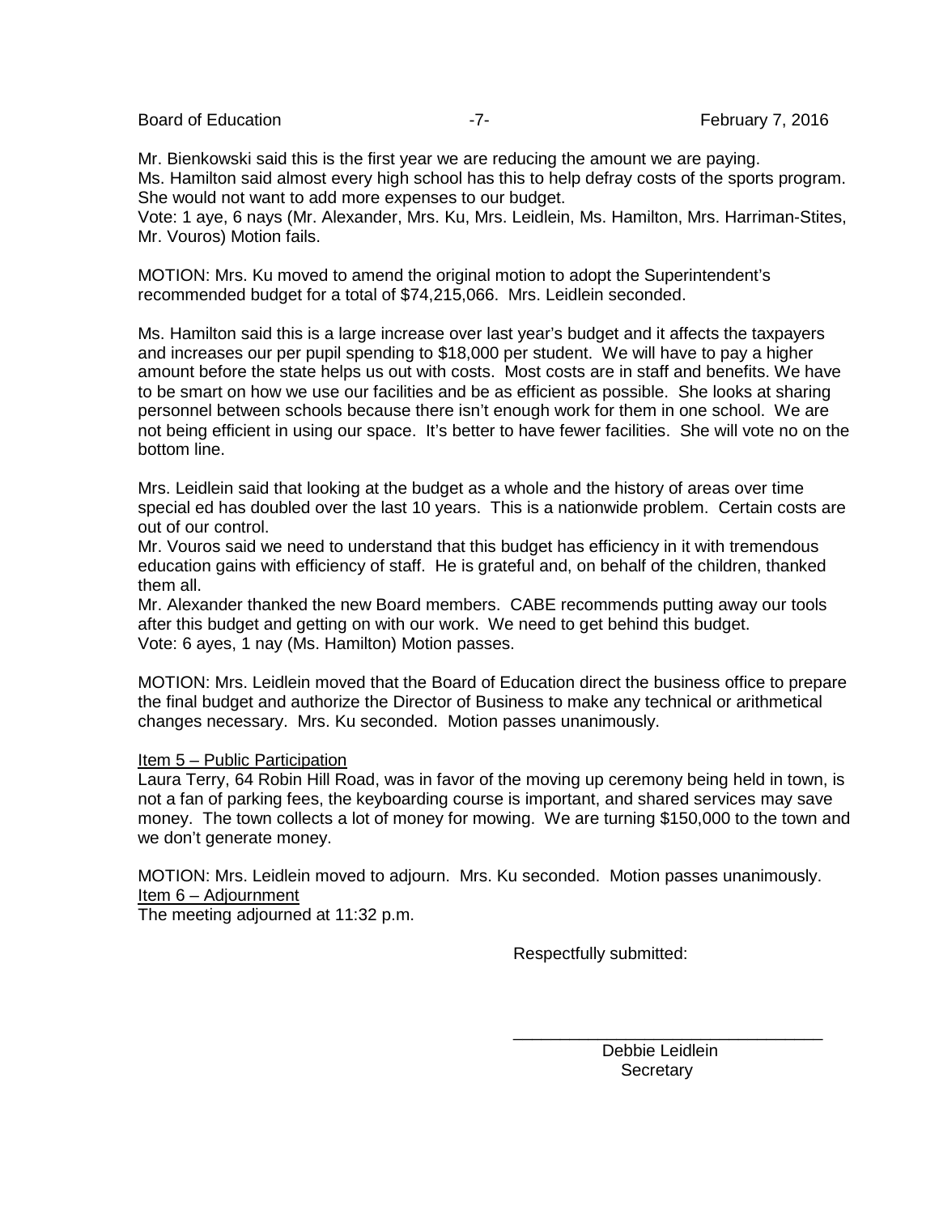Mr. Bienkowski said this is the first year we are reducing the amount we are paying.
Ms. Hamilton said almost every high school has this to help defray costs of the sports program. She would not want to add more expenses to our budget.
Vote: 1 aye, 6 nays (Mr. Alexander, Mrs. Ku, Mrs. Leidlein, Ms. Hamilton, Mrs. Harriman-Stites, Mr. Vouros) Motion fails.

MOTION: Mrs. Ku moved to amend the original motion to adopt the Superintendent's recommended budget for a total of $74,215,066. Mrs. Leidlein seconded.

Ms. Hamilton said this is a large increase over last year's budget and it affects the taxpayers and increases our per pupil spending to $18,000 per student. We will have to pay a higher amount before the state helps us out with costs. Most costs are in staff and benefits. We have to be smart on how we use our facilities and be as efficient as possible. She looks at sharing personnel between schools because there isn't enough work for them in one school. We are not being efficient in using our space. It's better to have fewer facilities. She will vote no on the bottom line.

Mrs. Leidlein said that looking at the budget as a whole and the history of areas over time special ed has doubled over the last 10 years. This is a nationwide problem. Certain costs are out of our control.
Mr. Vouros said we need to understand that this budget has efficiency in it with tremendous education gains with efficiency of staff. He is grateful and, on behalf of the children, thanked them all.
Mr. Alexander thanked the new Board members. CABE recommends putting away our tools after this budget and getting on with our work. We need to get behind this budget.
Vote: 6 ayes, 1 nay (Ms. Hamilton) Motion passes.

MOTION: Mrs. Leidlein moved that the Board of Education direct the business office to prepare the final budget and authorize the Director of Business to make any technical or arithmetical changes necessary. Mrs. Ku seconded. Motion passes unanimously.

Item 5 – Public Participation
Laura Terry, 64 Robin Hill Road, was in favor of the moving up ceremony being held in town, is not a fan of parking fees, the keyboarding course is important, and shared services may save money. The town collects a lot of money for mowing. We are turning $150,000 to the town and we don't generate money.

MOTION: Mrs. Leidlein moved to adjourn. Mrs. Ku seconded. Motion passes unanimously.
Item 6 – Adjournment
The meeting adjourned at 11:32 p.m.

Respectfully submitted:

\_\_\_\_\_\_\_\_\_\_\_\_\_\_\_\_\_\_\_\_\_\_\_\_\_\_\_\_\_\_\_\_\_\_
Debbie Leidlein
Secretary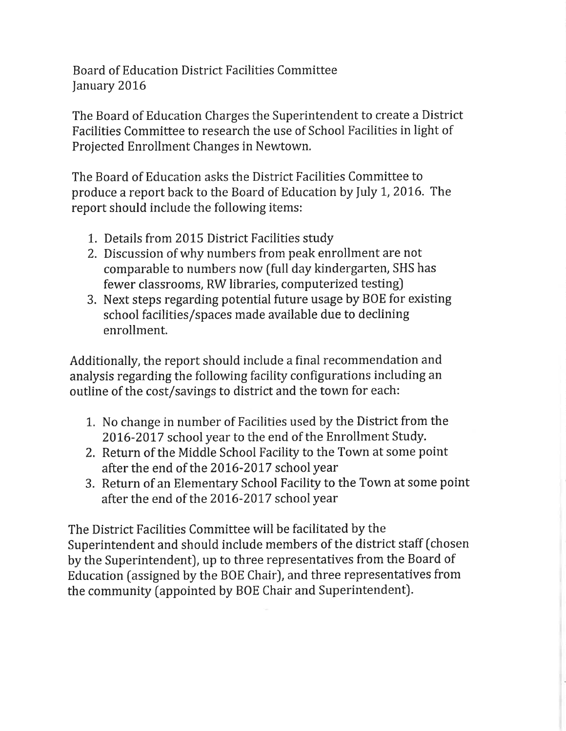Board of Education District Facilities Committee
January 2016

The Board of Education Charges the Superintendent to create a District Facilities Committee to research the use of School Facilities in light of Projected Enrollment Changes in Newtown.

The Board of Education asks the District Facilities Committee to produce a report back to the Board of Education by July 1, 2016. The report should include the following items:

1. Details from 2015 District Facilities study
2. Discussion of why numbers from peak enrollment are not comparable to numbers now (full day kindergarten, SHS has fewer classrooms, RW libraries, computerized testing)
3. Next steps regarding potential future usage by BOE for existing school facilities/spaces made available due to declining enrollment.

Additionally, the report should include a final recommendation and analysis regarding the following facility configurations including an outline of the cost/savings to district and the town for each:

1. No change in number of Facilities used by the District from the 2016-2017 school year to the end of the Enrollment Study.
2. Return of the Middle School Facility to the Town at some point after the end of the 2016-2017 school year
3. Return of an Elementary School Facility to the Town at some point after the end of the 2016-2017 school year

The District Facilities Committee will be facilitated by the Superintendent and should include members of the district staff (chosen by the Superintendent), up to three representatives from the Board of Education (assigned by the BOE Chair), and three representatives from the community (appointed by BOE Chair and Superintendent).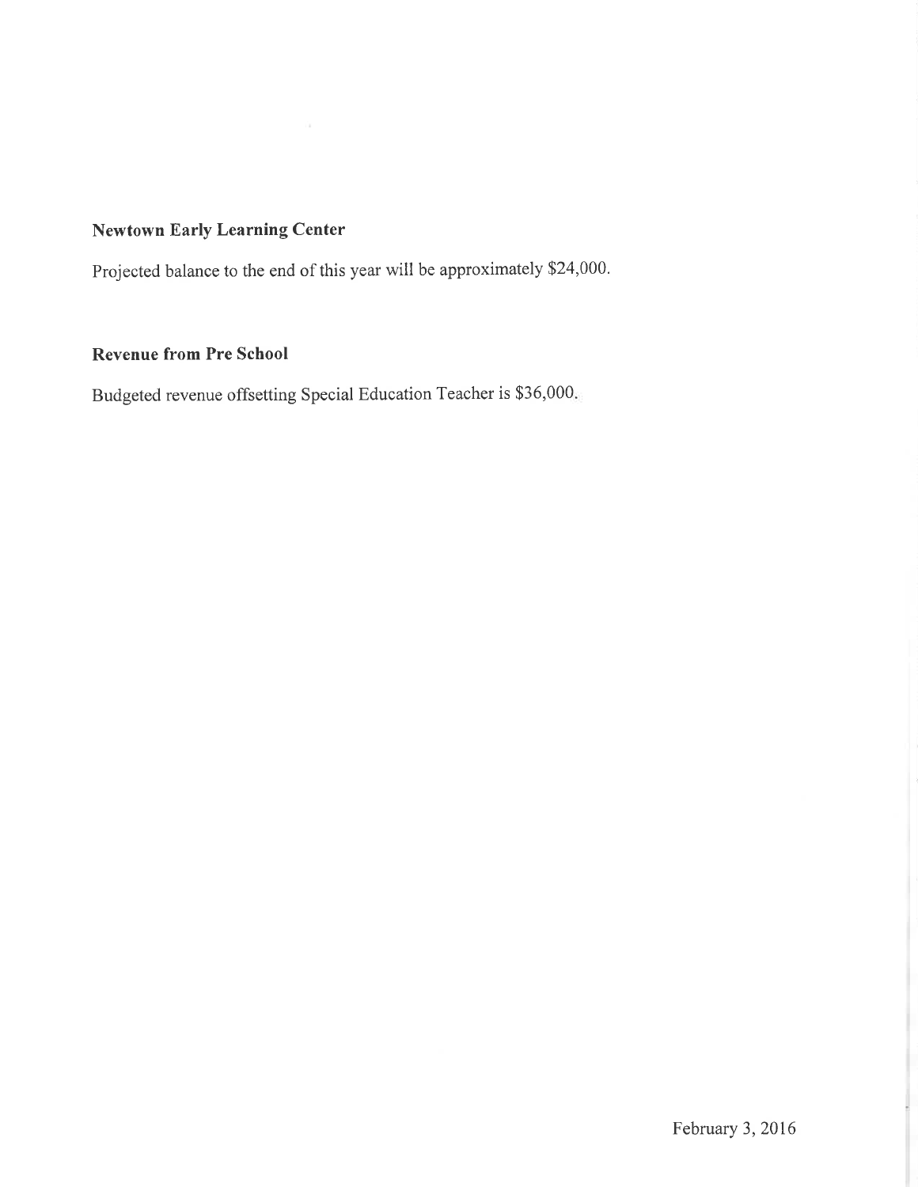**Newtown Early Learning Center**

Projected balance to the end of this year will be approximately $24,000.

**Revenue from Pre School**

Budgeted revenue offsetting Special Education Teacher is $36,000.

February 3, 2016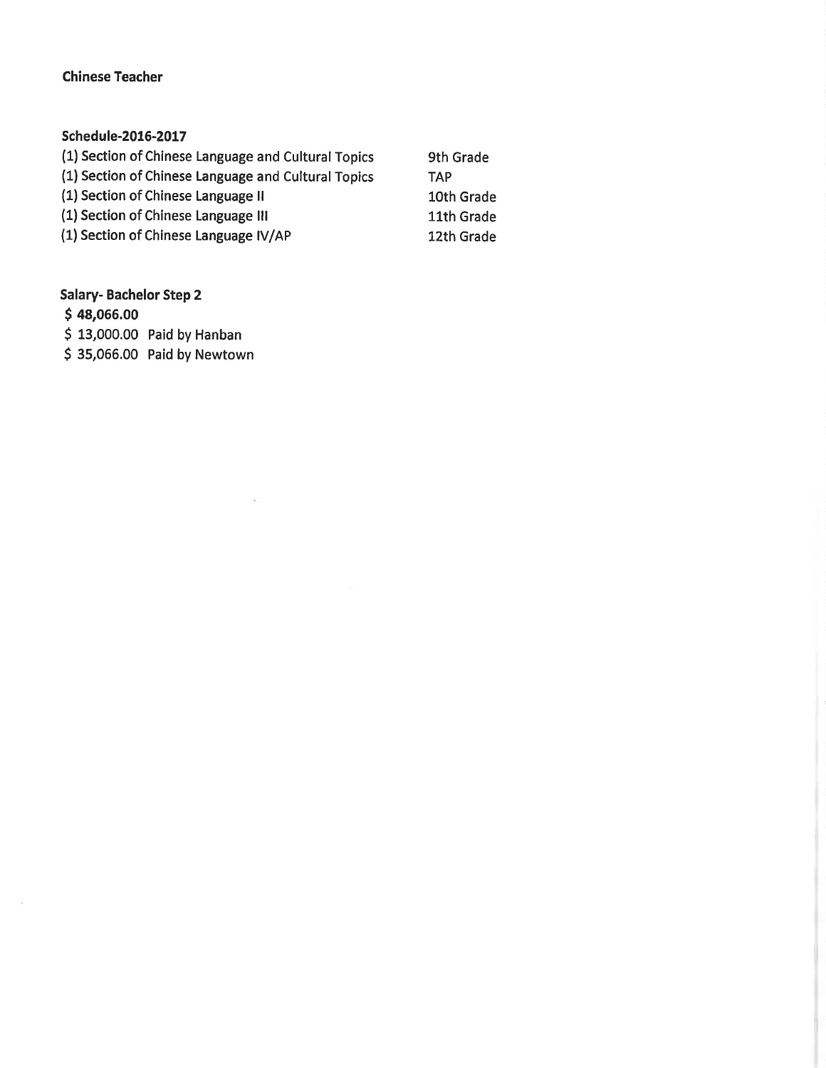**Chinese Teacher**

**Schedule-2016-2017**

| | |
|---|---|
| (1) Section of Chinese Language and Cultural Topics | 9th Grade |
| (1) Section of Chinese Language and Cultural Topics | TAP |
| (1) Section of Chinese Language II | 10th Grade |
| (1) Section of Chinese Language III | 11th Grade |
| (1) Section of Chinese Language IV/AP | 12th Grade |

**Salary- Bachelor Step 2**

**$ 48,066.00**

$ 13,000.00 Paid by Hanban

$ 35,066.00 Paid by Newtown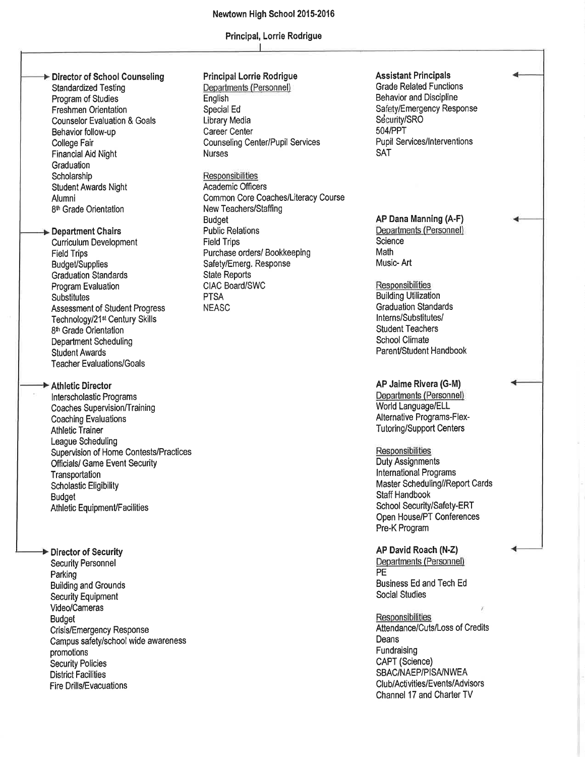# Newtown High School 2015-2016

## Principal, Lorrie Rodrigue

### Director of School Counseling

- Standardized Testing
- Program of Studies
- Freshmen Orientation
- Counselor Evaluation & Goals
- Behavior follow-up
- College Fair
- Financial Aid Night
- Graduation
- Scholarship
- Student Awards Night
- Alumni
- 8th Grade Orientation

### Department Chairs

- Curriculum Development
- Field Trips
- Budget/Supplies
- Graduation Standards
- Program Evaluation
- Substitutes
- Assessment of Student Progress
- Technology/21st Century Skills
- 8th Grade Orientation
- Department Scheduling
- Student Awards
- Teacher Evaluations/Goals

### Athletic Director

- Interscholastic Programs
- Coaches Supervision/Training
- Coaching Evaluations
- Athletic Trainer
- League Scheduling
- Supervision of Home Contests/Practices
- Officials/ Game Event Security
- Transportation
- Scholastic Eligibility
- Budget
- Athletic Equipment/Facilities

### Director of Security

- Security Personnel
- Parking
- Building and Grounds
- Security Equipment
- Video/Cameras
- Budget
- Crisis/Emergency Response
- Campus safety/school wide awareness promotions
- Security Policies
- District Facilities
- Fire Drills/Evacuations

### Principal Lorrie Rodrigue

Departments (Personnel)

- English
- Special Ed
- Library Media
- Career Center
- Counseling Center/Pupil Services
- Nurses

Responsibilities

- Academic Officers
- Common Core Coaches/Literacy Course
- New Teachers/Staffing
- Budget
- Public Relations
- Field Trips
- Purchase orders/ Bookkeeping
- Safety/Emerg. Response
- State Reports
- CIAC Board/SWC
- PTSA
- NEASC

### Assistant Principals

- Grade Related Functions
- Behavior and Discipline
- Safety/Emergency Response
- Security/SRO
- 504/PPT
- Pupil Services/Interventions
- SAT

### AP Dana Manning (A-F)

Departments (Personnel)

- Science
- Math
- Music- Art

Responsibilities

- Building Utilization
- Graduation Standards
- Interns/Substitutes/
- Student Teachers
- School Climate
- Parent/Student Handbook

### AP Jaime Rivera (G-M)

Departments (Personnel)

- World Language/ELL
- Alternative Programs-Flex-
- Tutoring/Support Centers

Responsibilities

- Duty Assignments
- International Programs
- Master Scheduling//Report Cards
- Staff Handbook
- School Security/Safety-ERT
- Open House/PT Conferences
- Pre-K Program

### AP David Roach (N-Z)

Departments (Personnel)

- PE
- Business Ed and Tech Ed
- Social Studies

Responsibilities

- Attendance/Cuts/Loss of Credits
- Deans
- Fundraising
- CAPT (Science)
- SBAC/NAEP/PISA/NWEA
- Club/Activities/Events/Advisors
- Channel 17 and Charter TV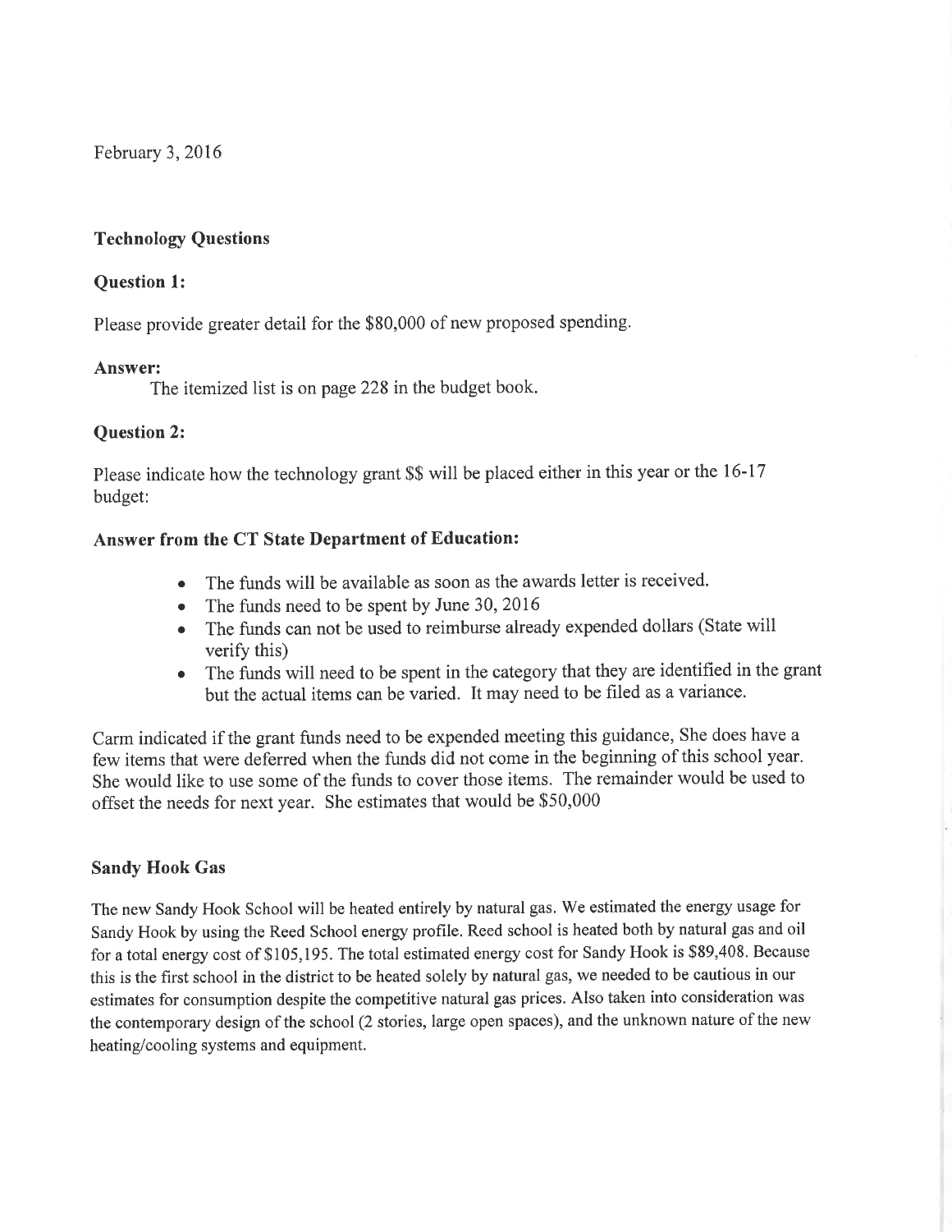February 3, 2016

### Technology Questions

### Question 1:

Please provide greater detail for the $80,000 of new proposed spending.

**Answer:**

The itemized list is on page 228 in the budget book.

### Question 2:

Please indicate how the technology grant $$ will be placed either in this year or the 16-17 budget:

### Answer from the CT State Department of Education:

- The funds will be available as soon as the awards letter is received.
- The funds need to be spent by June 30, 2016
- The funds can not be used to reimburse already expended dollars (State will verify this)
- The funds will need to be spent in the category that they are identified in the grant but the actual items can be varied. It may need to be filed as a variance.

Carm indicated if the grant funds need to be expended meeting this guidance, She does have a few items that were deferred when the funds did not come in the beginning of this school year. She would like to use some of the funds to cover those items. The remainder would be used to offset the needs for next year. She estimates that would be $50,000

### Sandy Hook Gas

The new Sandy Hook School will be heated entirely by natural gas. We estimated the energy usage for Sandy Hook by using the Reed School energy profile. Reed school is heated both by natural gas and oil for a total energy cost of $105,195. The total estimated energy cost for Sandy Hook is $89,408. Because this is the first school in the district to be heated solely by natural gas, we needed to be cautious in our estimates for consumption despite the competitive natural gas prices. Also taken into consideration was the contemporary design of the school (2 stories, large open spaces), and the unknown nature of the new heating/cooling systems and equipment.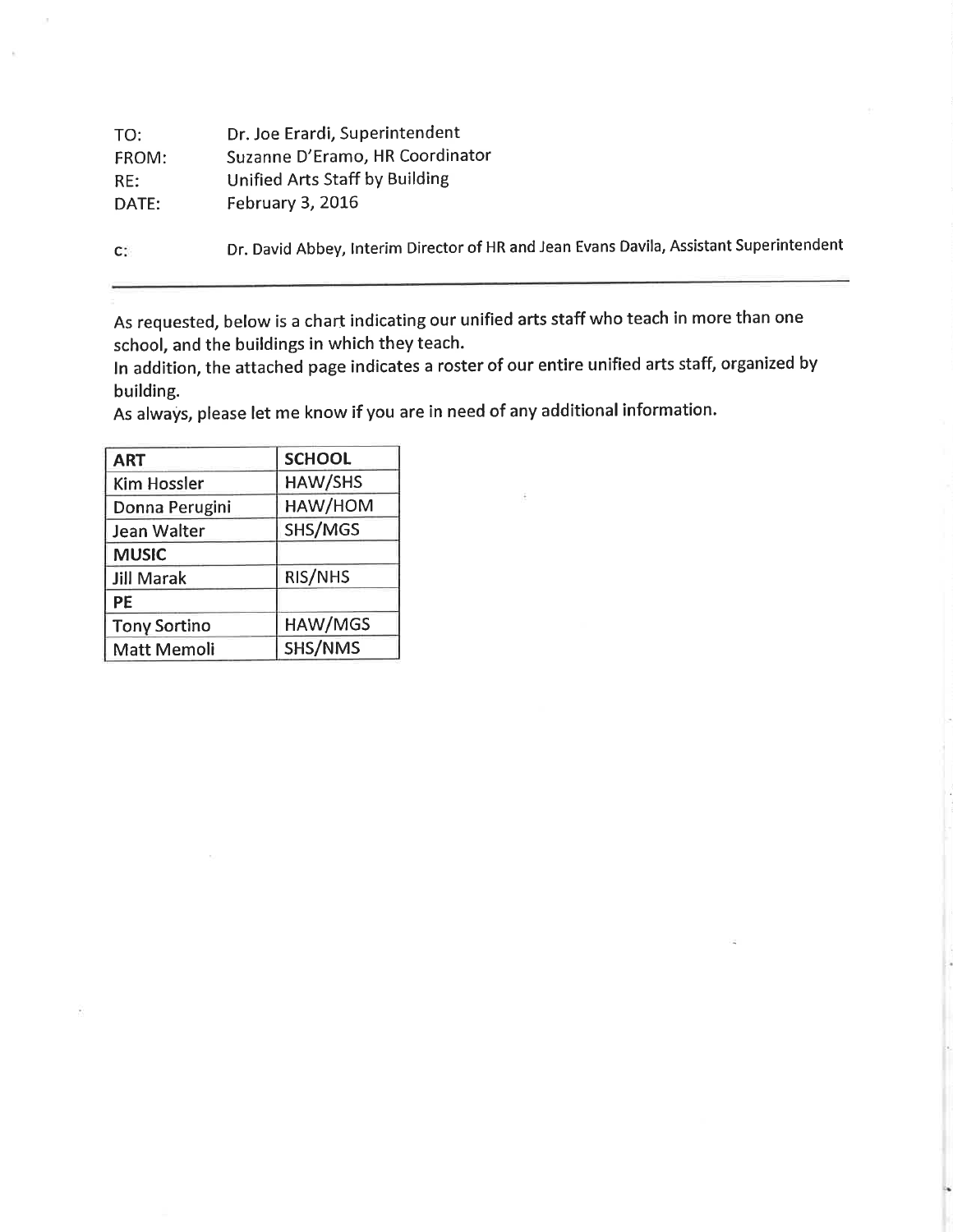| | |
|---|---|
| TO: | Dr. Joe Erardi, Superintendent |
| FROM: | Suzanne D'Eramo, HR Coordinator |
| RE: | Unified Arts Staff by Building |
| DATE: | February 3, 2016 |

C: Dr. David Abbey, Interim Director of HR and Jean Evans Davila, Assistant Superintendent

---

As requested, below is a chart indicating our unified arts staff who teach in more than one school, and the buildings in which they teach.
In addition, the attached page indicates a roster of our entire unified arts staff, organized by building.
As always, please let me know if you are in need of any additional information.

| ART | SCHOOL |
|---|---|
| Kim Hossler | HAW/SHS |
| Donna Perugini | HAW/HOM |
| Jean Walter | SHS/MGS |
| **MUSIC** | |
| Jill Marak | RIS/NHS |
| **PE** | |
| Tony Sortino | HAW/MGS |
| Matt Memoli | SHS/NMS |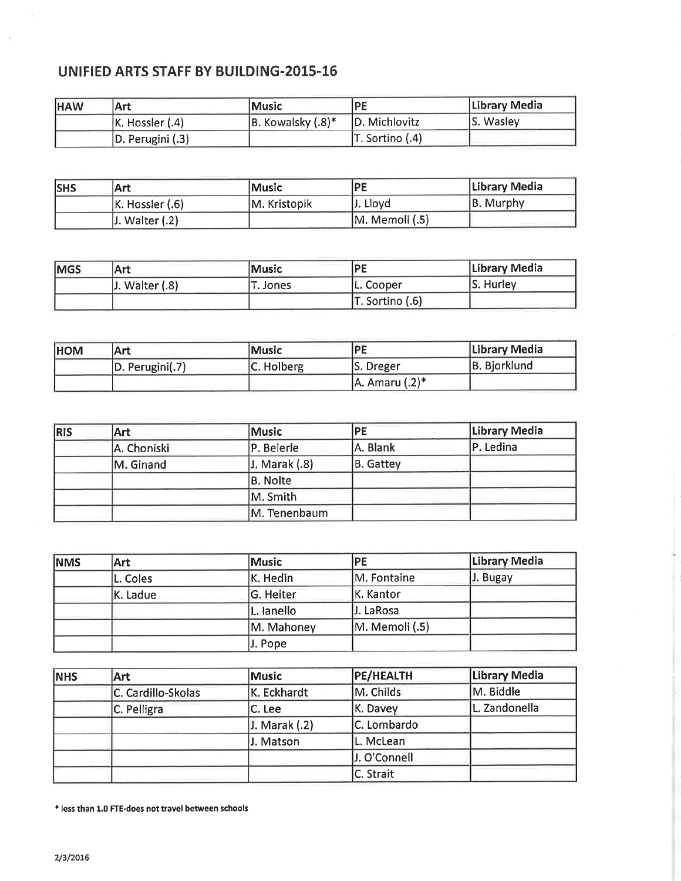## UNIFIED ARTS STAFF BY BUILDING-2015-16

| HAW | Art | Music | PE | Library Media |
|---|---|---|---|---|
| | K. Hossler (.4) | B. Kowalsky (.8)* | D. Michlovitz | S. Wasley |
| | D. Perugini (.3) | | T. Sortino (.4) | |

| SHS | Art | Music | PE | Library Media |
|---|---|---|---|---|
| | K. Hossler (.6) | M. Kristopik | J. Lloyd | B. Murphy |
| | J. Walter (.2) | | M. Memoli (.5) | |

| MGS | Art | Music | PE | Library Media |
|---|---|---|---|---|
| | J. Walter (.8) | T. Jones | L. Cooper | S. Hurley |
| | | | T. Sortino (.6) | |

| HOM | Art | Music | PE | Library Media |
|---|---|---|---|---|
| | D. Perugini(.7) | C. Holberg | S. Dreger | B. Bjorklund |
| | | | A. Amaru (.2)* | |

| RIS | Art | Music | PE | Library Media |
|---|---|---|---|---|
| | A. Choniski | P. Beierle | A. Blank | P. Ledina |
| | M. Ginand | J. Marak (.8) | B. Gattey | |
| | | B. Nolte | | |
| | | M. Smith | | |
| | | M. Tenenbaum | | |

| NMS | Art | Music | PE | Library Media |
|---|---|---|---|---|
| | L. Coles | K. Hedin | M. Fontaine | J. Bugay |
| | K. Ladue | G. Heiter | K. Kantor | |
| | | L. Ianello | J. LaRosa | |
| | | M. Mahoney | M. Memoli (.5) | |
| | | J. Pope | | |

| NHS | Art | Music | PE/HEALTH | Library Media |
|---|---|---|---|---|
| | C. Cardillo-Skolas | K. Eckhardt | M. Childs | M. Biddle |
| | C. Pelligra | C. Lee | K. Davey | L. Zandonella |
| | | J. Marak (.2) | C. Lombardo | |
| | | J. Matson | L. McLean | |
| | | | J. O'Connell | |
| | | | C. Strait | |

**\* less than 1.0 FTE-does not travel between schools**

2/3/2016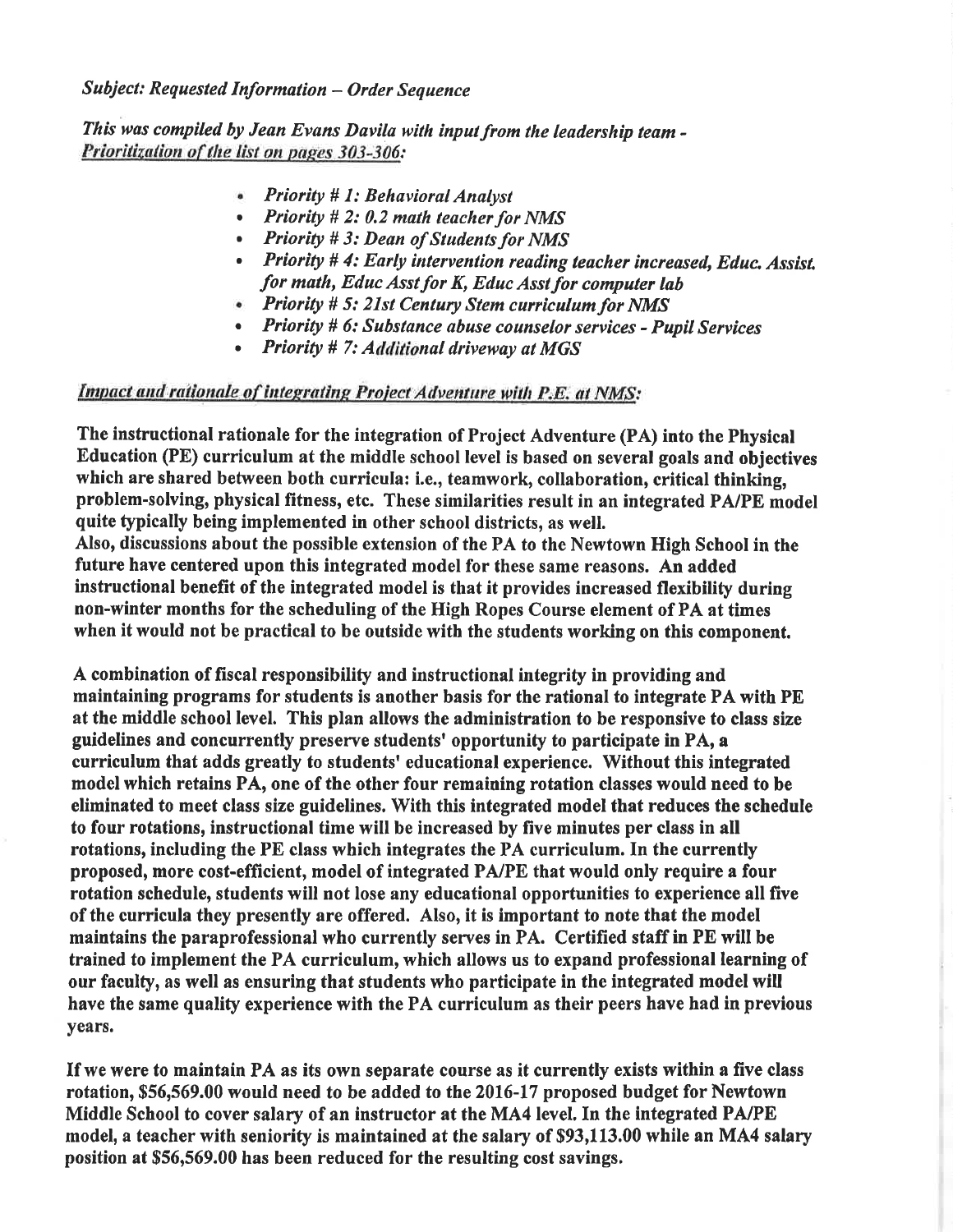*Subject: Requested Information – Order Sequence*

*This was compiled by Jean Evans Davila with input from the leadership team -*
***Prioritization of the list on pages 303-306:***

- *Priority # 1: Behavioral Analyst*
- *Priority # 2: 0.2 math teacher for NMS*
- *Priority # 3: Dean of Students for NMS*
- *Priority # 4: Early intervention reading teacher increased, Educ. Assist. for math, Educ Asst for K, Educ Asst for computer lab*
- *Priority # 5: 21st Century Stem curriculum for NMS*
- *Priority # 6: Substance abuse counselor services - Pupil Services*
- *Priority # 7: Additional driveway at MGS*

***Impact and rationale of integrating Project Adventure with P.E. at NMS:***

**The instructional rationale for the integration of Project Adventure (PA) into the Physical Education (PE) curriculum at the middle school level is based on several goals and objectives which are shared between both curricula: i.e., teamwork, collaboration, critical thinking, problem-solving, physical fitness, etc. These similarities result in an integrated PA/PE model quite typically being implemented in other school districts, as well.**
**Also, discussions about the possible extension of the PA to the Newtown High School in the future have centered upon this integrated model for these same reasons. An added instructional benefit of the integrated model is that it provides increased flexibility during non-winter months for the scheduling of the High Ropes Course element of PA at times when it would not be practical to be outside with the students working on this component.**

**A combination of fiscal responsibility and instructional integrity in providing and maintaining programs for students is another basis for the rational to integrate PA with PE at the middle school level. This plan allows the administration to be responsive to class size guidelines and concurrently preserve students' opportunity to participate in PA, a curriculum that adds greatly to students' educational experience. Without this integrated model which retains PA, one of the other four remaining rotation classes would need to be eliminated to meet class size guidelines. With this integrated model that reduces the schedule to four rotations, instructional time will be increased by five minutes per class in all rotations, including the PE class which integrates the PA curriculum. In the currently proposed, more cost-efficient, model of integrated PA/PE that would only require a four rotation schedule, students will not lose any educational opportunities to experience all five of the curricula they presently are offered. Also, it is important to note that the model maintains the paraprofessional who currently serves in PA. Certified staff in PE will be trained to implement the PA curriculum, which allows us to expand professional learning of our faculty, as well as ensuring that students who participate in the integrated model will have the same quality experience with the PA curriculum as their peers have had in previous years.**

**If we were to maintain PA as its own separate course as it currently exists within a five class rotation, $56,569.00 would need to be added to the 2016-17 proposed budget for Newtown Middle School to cover salary of an instructor at the MA4 level. In the integrated PA/PE model, a teacher with seniority is maintained at the salary of $93,113.00 while an MA4 salary position at $56,569.00 has been reduced for the resulting cost savings.**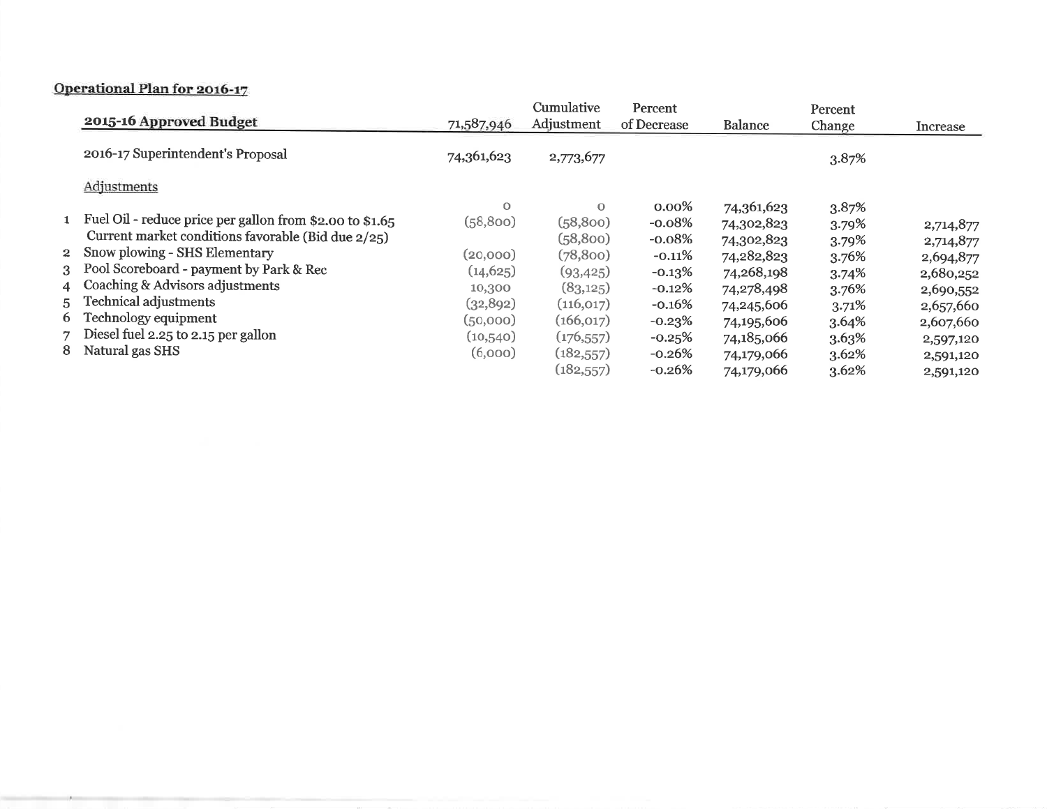## Operational Plan for 2016-17

| | 2015-16 Approved Budget | 71,587,946 | Cumulative Adjustment | Percent of Decrease | Balance | Percent Change | Increase |
|---|---|---|---|---|---|---|---|
| | 2016-17 Superintendent's Proposal | 74,361,623 | 2,773,677 | | | 3.87% | |
| | Adjustments | | | | | | |
| | | 0 | 0 | 0.00% | 74,361,623 | 3.87% | |
| 1 | Fuel Oil - reduce price per gallon from $2.00 to $1.65 | (58,800) | (58,800) | -0.08% | 74,302,823 | 3.79% | 2,714,877 |
| | Current market conditions favorable (Bid due 2/25) | | (58,800) | -0.08% | 74,302,823 | 3.79% | 2,714,877 |
| 2 | Snow plowing - SHS Elementary | (20,000) | (78,800) | -0.11% | 74,282,823 | 3.76% | 2,694,877 |
| 3 | Pool Scoreboard - payment by Park & Rec | (14,625) | (93,425) | -0.13% | 74,268,198 | 3.74% | 2,680,252 |
| 4 | Coaching & Advisors adjustments | 10,300 | (83,125) | -0.12% | 74,278,498 | 3.76% | 2,690,552 |
| 5 | Technical adjustments | (32,892) | (116,017) | -0.16% | 74,245,606 | 3.71% | 2,657,660 |
| 6 | Technology equipment | (50,000) | (166,017) | -0.23% | 74,195,606 | 3.64% | 2,607,660 |
| 7 | Diesel fuel 2.25 to 2.15 per gallon | (10,540) | (176,557) | -0.25% | 74,185,066 | 3.63% | 2,597,120 |
| 8 | Natural gas SHS | (6,000) | (182,557) | -0.26% | 74,179,066 | 3.62% | 2,591,120 |
| | | | (182,557) | -0.26% | 74,179,066 | 3.62% | 2,591,120 |